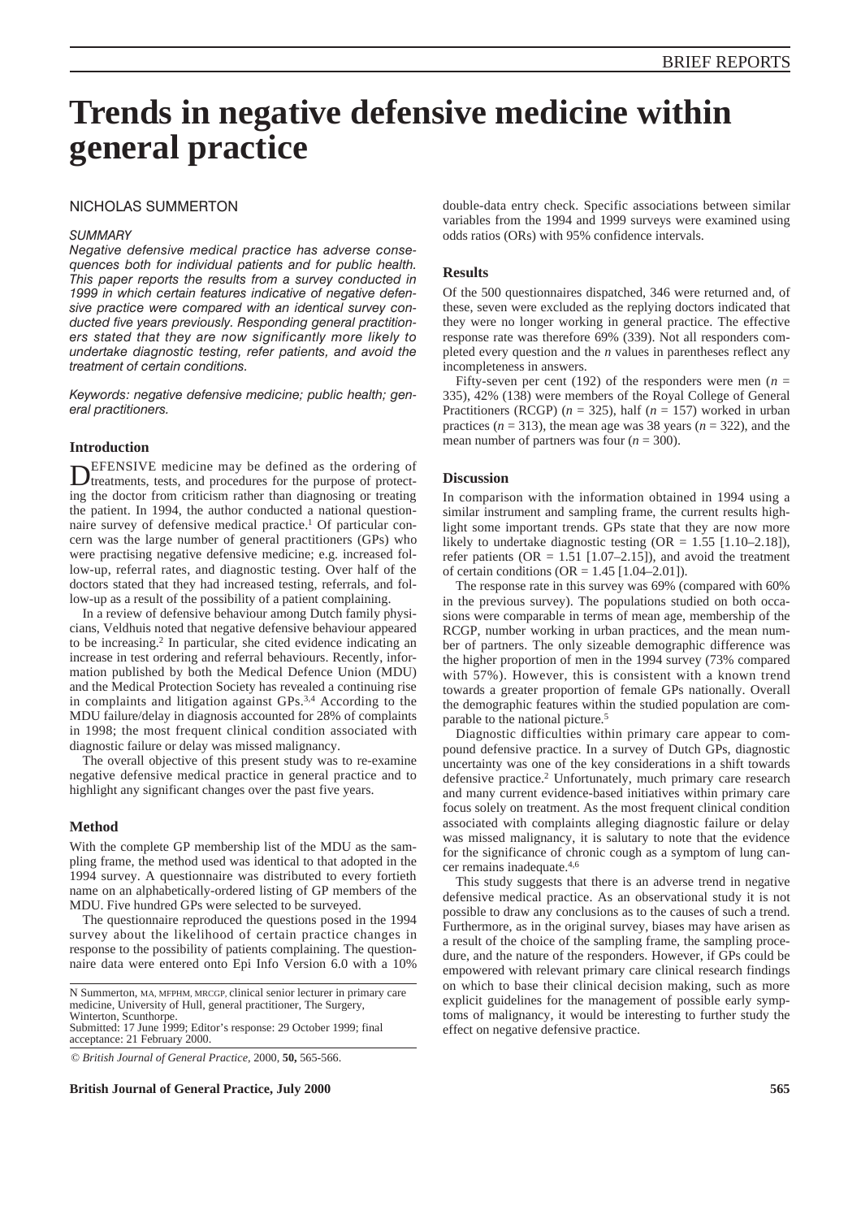# Trends in negative defensive medicine within general practice

NICHOLAS SUMMERTON

*SUMMARY*

*Negative defensive medical practice has adverse consequences both for individual patients and for public health. This paper reports the results from a survey conducted in 1999 in which certain features indicative of negative defensive practice were compared with an identical survey conducted five years previously. Responding general practitioners stated that they are now significantly more likely to undertake diagnostic testing, refer patients, and avoid the treatment of certain conditions.*

*Keywords: negative defensive medicine; public health; general practitioners.*

## Introduction

DEFENSIVE medicine may be defined as the ordering of treatments, tests, and procedures for the purpose of protecting the doctor from criticism rather than diagnosing or treating the patient. In 1994, the author conducted a national questionnaire survey of defensive medical practice.[1] Of particular concern was the large number of general practitioners (GPs) who were practising negative defensive medicine; e.g. increased follow-up, referral rates, and diagnostic testing. Over half of the doctors stated that they had increased testing, referrals, and follow-up as a result of the possibility of a patient complaining.

In a review of defensive behaviour among Dutch family physicians, Veldhuis noted that negative defensive behaviour appeared to be increasing.[2] In particular, she cited evidence indicating an increase in test ordering and referral behaviours. Recently, information published by both the Medical Defence Union (MDU) and the Medical Protection Society has revealed a continuing rise in complaints and litigation against GPs.[3,4] According to the MDU failure/delay in diagnosis accounted for 28% of complaints in 1998; the most frequent clinical condition associated with diagnostic failure or delay was missed malignancy.

The overall objective of this present study was to re-examine negative defensive medical practice in general practice and to highlight any significant changes over the past five years.

## Method

With the complete GP membership list of the MDU as the sampling frame, the method used was identical to that adopted in the 1994 survey. A questionnaire was distributed to every fortieth name on an alphabetically-ordered listing of GP members of the MDU. Five hundred GPs were selected to be surveyed.

The questionnaire reproduced the questions posed in the 1994 survey about the likelihood of certain practice changes in response to the possibility of patients complaining. The questionnaire data were entered onto Epi Info Version 6.0 with a 10% double-data entry check. Specific associations between similar variables from the 1994 and 1999 surveys were examined using odds ratios (ORs) with 95% confidence intervals.

N Summerton, MA, MFPHM, MRCGP, clinical senior lecturer in primary care medicine, University of Hull, general practitioner, The Surgery, Winterton, Scunthorpe.
Submitted: 17 June 1999; Editor's response: 29 October 1999; final acceptance: 21 February 2000.

© *British Journal of General Practice*, 2000, **50,** 565-566.

## Results

Of the 500 questionnaires dispatched, 346 were returned and, of these, seven were excluded as the replying doctors indicated that they were no longer working in general practice. The effective response rate was therefore 69% (339). Not all responders completed every question and the $n$ values in parentheses reflect any incompleteness in answers.

Fifty-seven per cent (192) of the responders were men ($n = 335$), 42% (138) were members of the Royal College of General Practitioners (RCGP) ($n = 325$), half ($n = 157$) worked in urban practices ($n = 313$), the mean age was 38 years ($n = 322$), and the mean number of partners was four ($n = 300$).

## Discussion

In comparison with the information obtained in 1994 using a similar instrument and sampling frame, the current results highlight some important trends. GPs state that they are now more likely to undertake diagnostic testing (OR = 1.55 [1.10–2.18]), refer patients (OR = 1.51 [1.07–2.15]), and avoid the treatment of certain conditions (OR = 1.45 [1.04–2.01]).

The response rate in this survey was 69% (compared with 60% in the previous survey). The populations studied on both occasions were comparable in terms of mean age, membership of the RCGP, number working in urban practices, and the mean number of partners. The only sizeable demographic difference was the higher proportion of men in the 1994 survey (73% compared with 57%). However, this is consistent with a known trend towards a greater proportion of female GPs nationally. Overall the demographic features within the studied population are comparable to the national picture.[5]

Diagnostic difficulties within primary care appear to compound defensive practice. In a survey of Dutch GPs, diagnostic uncertainty was one of the key considerations in a shift towards defensive practice.[2] Unfortunately, much primary care research and many current evidence-based initiatives within primary care focus solely on treatment. As the most frequent clinical condition associated with complaints alleging diagnostic failure or delay was missed malignancy, it is salutary to note that the evidence for the significance of chronic cough as a symptom of lung cancer remains inadequate.[4,6]

This study suggests that there is an adverse trend in negative defensive medical practice. As an observational study it is not possible to draw any conclusions as to the causes of such a trend. Furthermore, as in the original survey, biases may have arisen as a result of the choice of the sampling frame, the sampling procedure, and the nature of the responders. However, if GPs could be empowered with relevant primary care clinical research findings on which to base their clinical decision making, such as more explicit guidelines for the management of possible early symptoms of malignancy, it would be interesting to further study the effect on negative defensive practice.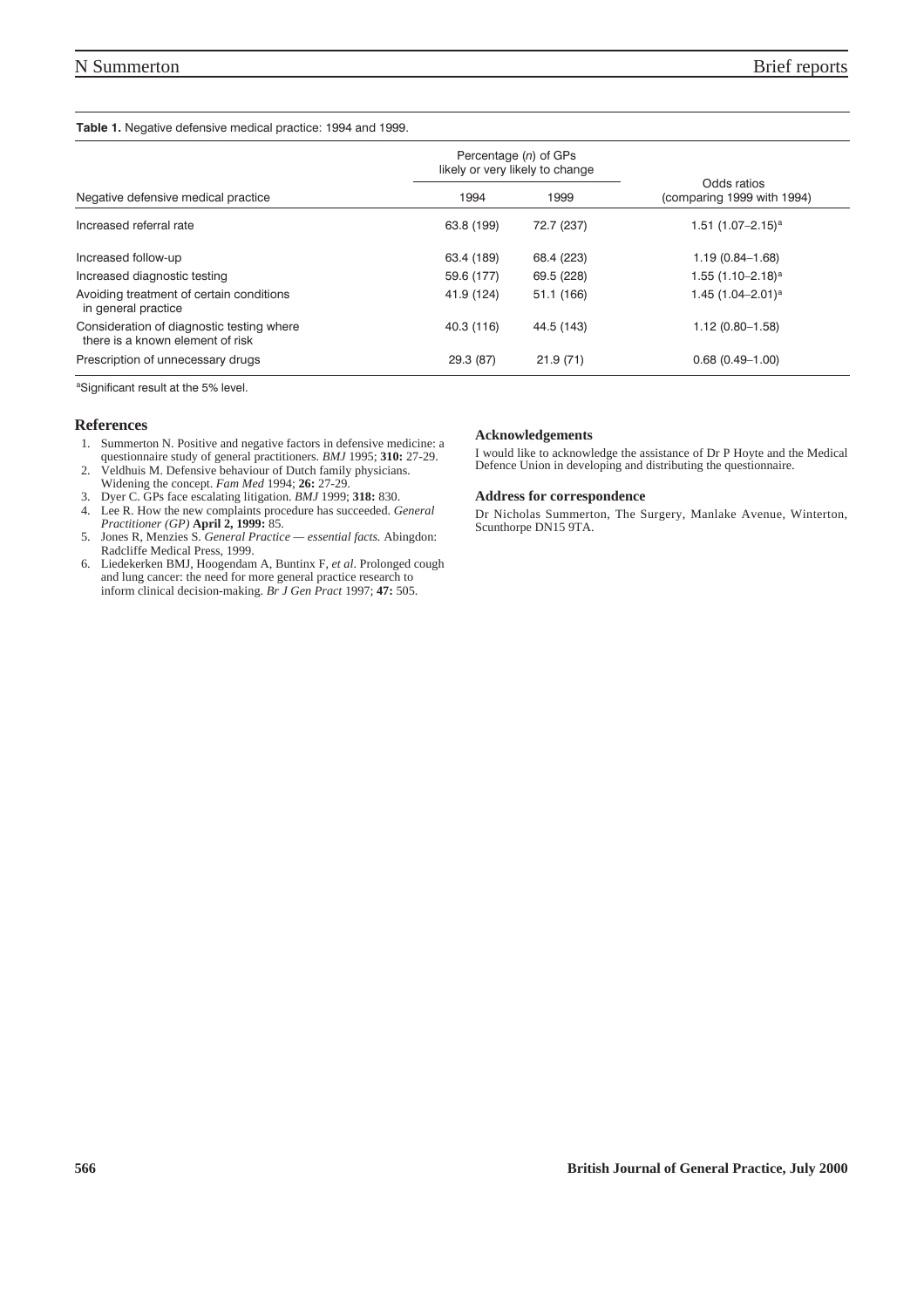**Table 1.** Negative defensive medical practice: 1994 and 1999.

| Negative defensive medical practice | Percentage (*n*) of GPs likely or very likely to change | | Odds ratios (comparing 1999 with 1994) |
|---|---|---|---|
| | 1994 | 1999 | |
| Increased referral rate | 63.8 (199) | 72.7 (237) | 1.51 (1.07–2.15)[a] |
| Increased follow-up | 63.4 (189) | 68.4 (223) | 1.19 (0.84–1.68) |
| Increased diagnostic testing | 59.6 (177) | 69.5 (228) | 1.55 (1.10–2.18)[a] |
| Avoiding treatment of certain conditions in general practice | 41.9 (124) | 51.1 (166) | 1.45 (1.04–2.01)[a] |
| Consideration of diagnostic testing where there is a known element of risk | 40.3 (116) | 44.5 (143) | 1.12 (0.80–1.58) |
| Prescription of unnecessary drugs | 29.3 (87) | 21.9 (71) | 0.68 (0.49–1.00) |

[a]Significant result at the 5% level.

## References

1. Summerton N. Positive and negative factors in defensive medicine: a questionnaire study of general practitioners. *BMJ* 1995; **310:** 27-29.
2. Veldhuis M. Defensive behaviour of Dutch family physicians. Widening the concept. *Fam Med* 1994; **26:** 27-29.
3. Dyer C. GPs face escalating litigation. *BMJ* 1999; **318:** 830.
4. Lee R. How the new complaints procedure has succeeded. *General Practitioner (GP)* **April 2, 1999:** 85.
5. Jones R, Menzies S. *General Practice — essential facts.* Abingdon: Radcliffe Medical Press, 1999.
6. Liedekerken BMJ, Hoogendam A, Buntinx F, *et al*. Prolonged cough and lung cancer: the need for more general practice research to inform clinical decision-making. *Br J Gen Pract* 1997; **47:** 505.

### Acknowledgements

I would like to acknowledge the assistance of Dr P Hoyte and the Medical Defence Union in developing and distributing the questionnaire.

### Address for correspondence

Dr Nicholas Summerton, The Surgery, Manlake Avenue, Winterton, Scunthorpe DN15 9TA.